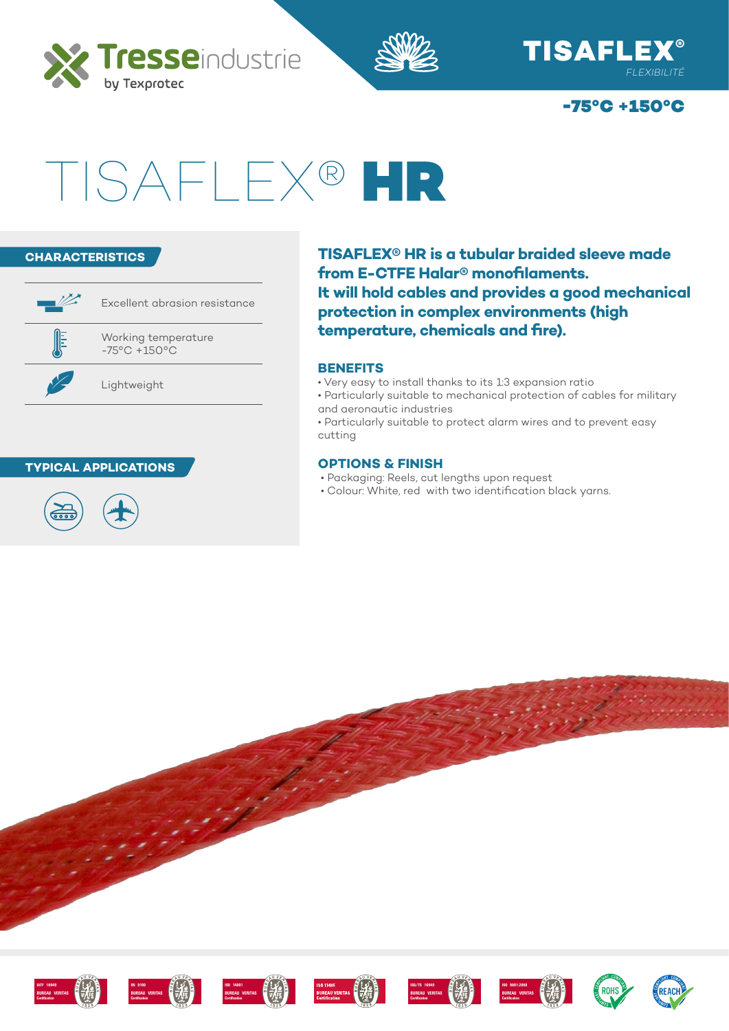Tresseindustrie
by Texprotec

TISAFLEX®
*FLEXIBILITÉ*

**-75°C +150°C**

# TISAFLEX® **HR**

## CHARACTERISTICS

- Excellent abrasion resistance
- Working temperature -75°C +150°C
- Lightweight

## TYPICAL APPLICATIONS

**TISAFLEX® HR is a tubular braided sleeve made from E-CTFE Halar® monofilaments.**
**It will hold cables and provides a good mechanical protection in complex environments (high temperature, chemicals and fire).**

## BENEFITS

- Very easy to install thanks to its 1:3 expansion ratio
- Particularly suitable to mechanical protection of cables for military and aeronautic industries
- Particularly suitable to protect alarm wires and to prevent easy cutting

## OPTIONS & FINISH

- Packaging: Reels, cut lengths upon request
- Colour: White, red with two identification black yarns.

IATF 16949 BUREAU VERITAS Certification | EN 9100 BUREAU VERITAS Certification | ISO 14001 BUREAU VERITAS Certification | ISO 13485 BUREAU VERITAS Certification | ISO/TS 16949 BUREAU VERITAS Certification | ISO 9001:2008 BUREAU VERITAS Certification | ROHS | REACH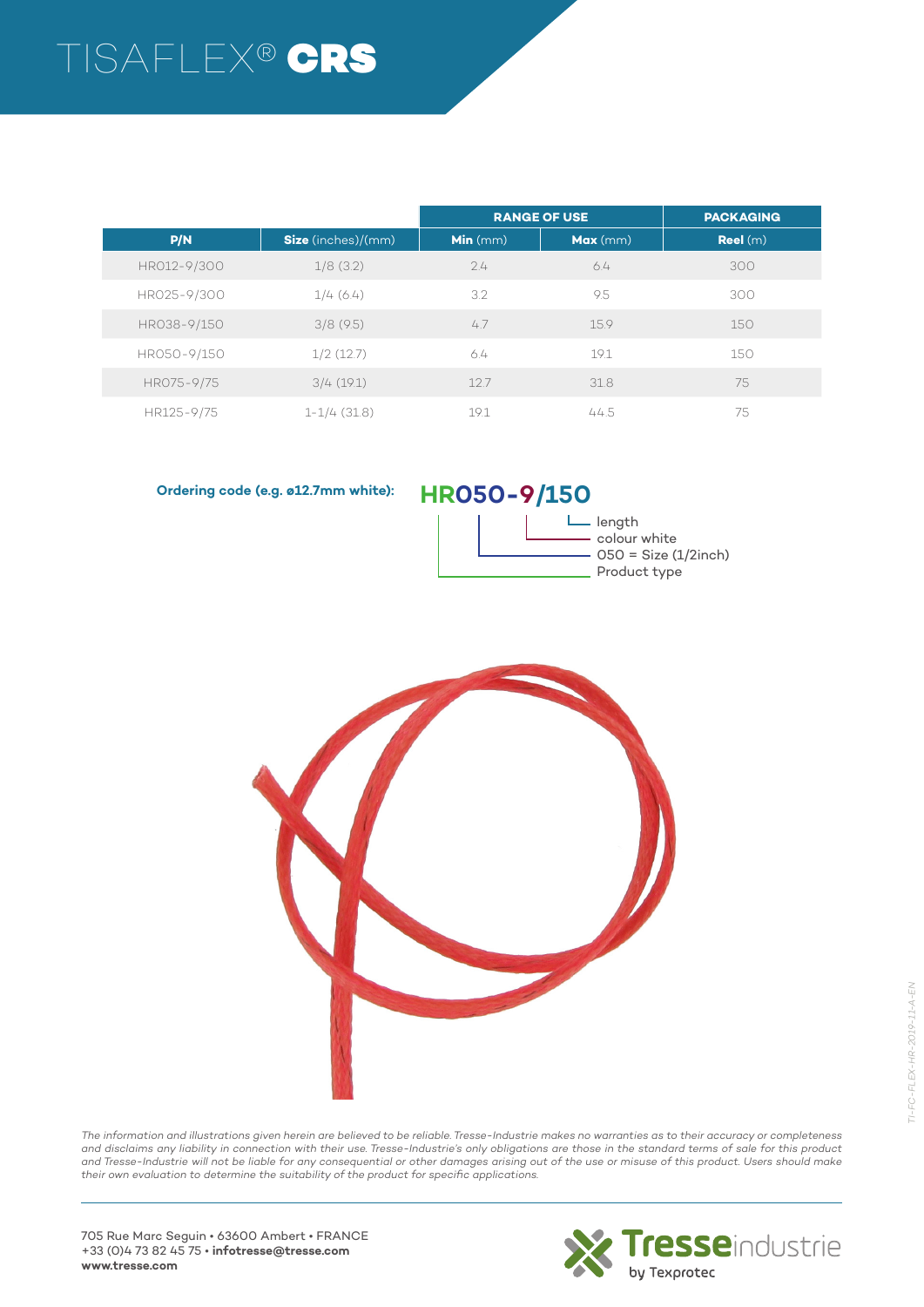# TISAFLEX® **CRS**

| | | RANGE OF USE | | PACKAGING |
|---|---|---|---|---|
| **P/N** | **Size** (inches)/(mm) | **Min** (mm) | **Max** (mm) | **Reel** (m) |
| HR012-9/300 | 1/8 (3.2) | 2.4 | 6.4 | 300 |
| HR025-9/300 | 1/4 (6.4) | 3.2 | 9.5 | 300 |
| HR038-9/150 | 3/8 (9.5) | 4.7 | 15.9 | 150 |
| HR050-9/150 | 1/2 (12.7) | 6.4 | 19.1 | 150 |
| HR075-9/75 | 3/4 (19.1) | 12.7 | 31.8 | 75 |
| HR125-9/75 | 1-1/4 (31.8) | 19.1 | 44.5 | 75 |

**Ordering code (e.g. ø12.7mm white):** **HR050-9/150**

- /150: length
- 9: colour white
- 050 = Size (1/2inch)
- HR: Product type

*The information and illustrations given herein are believed to be reliable. Tresse-Industrie makes no warranties as to their accuracy or completeness and disclaims any liability in connection with their use. Tresse-Industrie's only obligations are those in the standard terms of sale for this product and Tresse-Industrie will not be liable for any consequential or other damages arising out of the use or misuse of this product. Users should make their own evaluation to determine the suitability of the product for specific applications.*

705 Rue Marc Seguin • 63600 Ambert • FRANCE
+33 (0)4 73 82 45 75 • **infotresse@tresse.com**
**www.tresse.com**

Tresseindustrie by Texprotec

TI-FC-FLEX-HR-2019-11-A-EN